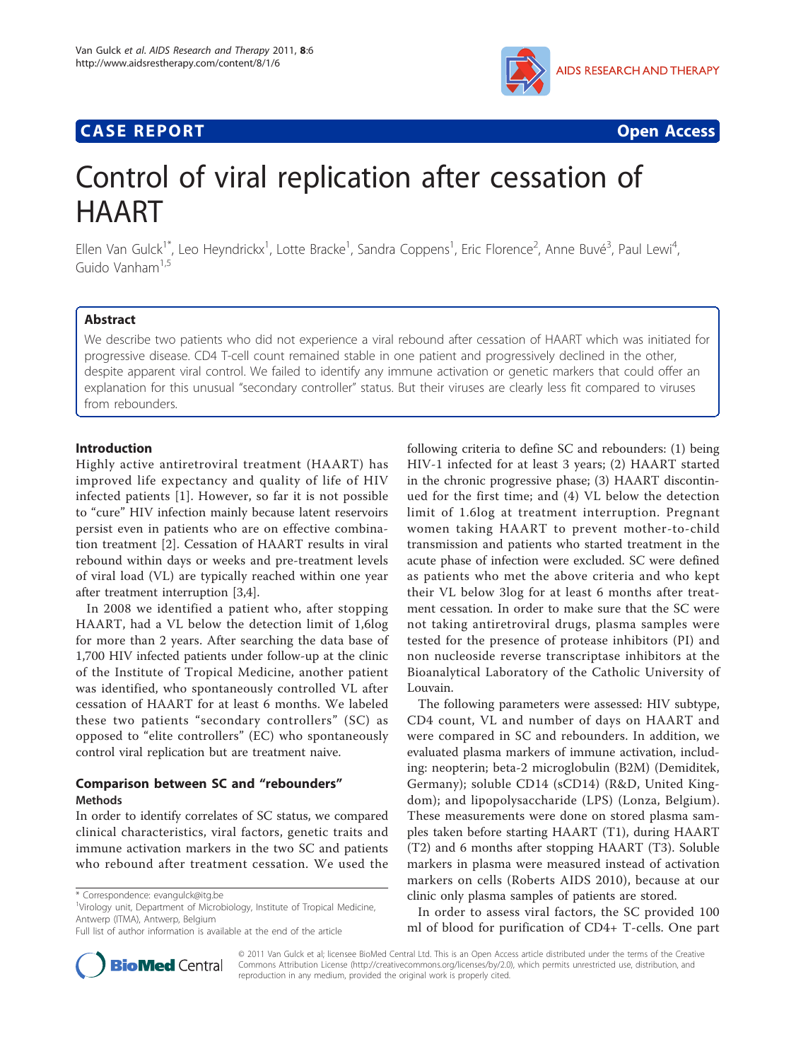CASE REPORT Open Access

# Control of viral replication after cessation of HAART

Ellen Van Gulck[1*], Leo Heyndrickx[1], Lotte Bracke[1], Sandra Coppens[1], Eric Florence[2], Anne Buvé[3], Paul Lewi[4], Guido Vanham[1,5]

## Abstract

We describe two patients who did not experience a viral rebound after cessation of HAART which was initiated for progressive disease. CD4 T-cell count remained stable in one patient and progressively declined in the other, despite apparent viral control. We failed to identify any immune activation or genetic markers that could offer an explanation for this unusual "secondary controller" status. But their viruses are clearly less fit compared to viruses from rebounders.

## Introduction

Highly active antiretroviral treatment (HAART) has improved life expectancy and quality of life of HIV infected patients [1]. However, so far it is not possible to "cure" HIV infection mainly because latent reservoirs persist even in patients who are on effective combination treatment [2]. Cessation of HAART results in viral rebound within days or weeks and pre-treatment levels of viral load (VL) are typically reached within one year after treatment interruption [3,4].

In 2008 we identified a patient who, after stopping HAART, had a VL below the detection limit of 1,6log for more than 2 years. After searching the data base of 1,700 HIV infected patients under follow-up at the clinic of the Institute of Tropical Medicine, another patient was identified, who spontaneously controlled VL after cessation of HAART for at least 6 months. We labeled these two patients "secondary controllers" (SC) as opposed to "elite controllers" (EC) who spontaneously control viral replication but are treatment naive.

## Comparison between SC and "rebounders"

### Methods

In order to identify correlates of SC status, we compared clinical characteristics, viral factors, genetic traits and immune activation markers in the two SC and patients who rebound after treatment cessation. We used the following criteria to define SC and rebounders: (1) being HIV-1 infected for at least 3 years; (2) HAART started in the chronic progressive phase; (3) HAART discontinued for the first time; and (4) VL below the detection limit of 1.6log at treatment interruption. Pregnant women taking HAART to prevent mother-to-child transmission and patients who started treatment in the acute phase of infection were excluded. SC were defined as patients who met the above criteria and who kept their VL below 3log for at least 6 months after treatment cessation. In order to make sure that the SC were not taking antiretroviral drugs, plasma samples were tested for the presence of protease inhibitors (PI) and non nucleoside reverse transcriptase inhibitors at the Bioanalytical Laboratory of the Catholic University of Louvain.

The following parameters were assessed: HIV subtype, CD4 count, VL and number of days on HAART and were compared in SC and rebounders. In addition, we evaluated plasma markers of immune activation, including: neopterin; beta-2 microglobulin (B2M) (Demiditek, Germany); soluble CD14 (sCD14) (R&D, United Kingdom); and lipopolysaccharide (LPS) (Lonza, Belgium). These measurements were done on stored plasma samples taken before starting HAART (T1), during HAART (T2) and 6 months after stopping HAART (T3). Soluble markers in plasma were measured instead of activation markers on cells (Roberts AIDS 2010), because at our clinic only plasma samples of patients are stored.

In order to assess viral factors, the SC provided 100 ml of blood for purification of CD4+ T-cells. One part

\* Correspondence: evangulck@itg.be
[1]Virology unit, Department of Microbiology, Institute of Tropical Medicine, Antwerp (ITMA), Antwerp, Belgium
Full list of author information is available at the end of the article

© 2011 Van Gulck et al; licensee BioMed Central Ltd. This is an Open Access article distributed under the terms of the Creative Commons Attribution License (http://creativecommons.org/licenses/by/2.0), which permits unrestricted use, distribution, and reproduction in any medium, provided the original work is properly cited.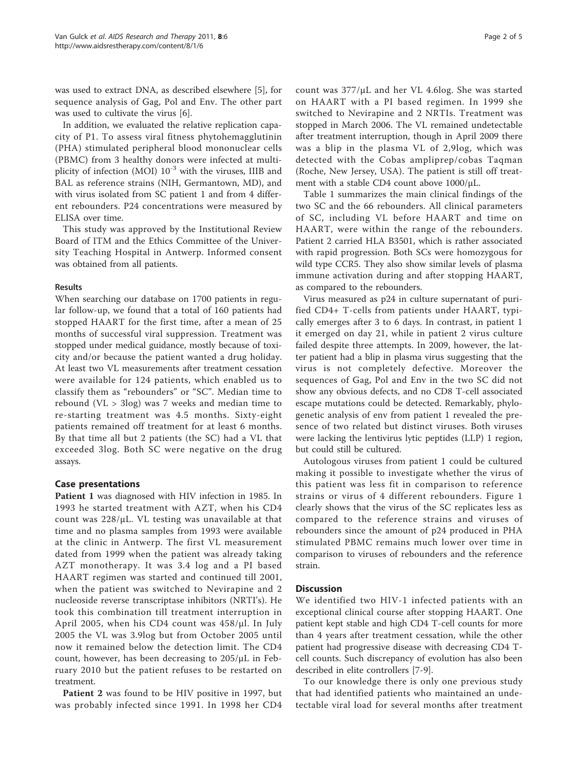was used to extract DNA, as described elsewhere [5], for sequence analysis of Gag, Pol and Env. The other part was used to cultivate the virus [6].

In addition, we evaluated the relative replication capacity of P1. To assess viral fitness phytohemagglutinin (PHA) stimulated peripheral blood mononuclear cells (PBMC) from 3 healthy donors were infected at multiplicity of infection (MOI) $10^{-3}$ with the viruses, IIIB and BAL as reference strains (NIH, Germantown, MD), and with virus isolated from SC patient 1 and from 4 different rebounders. P24 concentrations were measured by ELISA over time.

This study was approved by the Institutional Review Board of ITM and the Ethics Committee of the University Teaching Hospital in Antwerp. Informed consent was obtained from all patients.

### Results

When searching our database on 1700 patients in regular follow-up, we found that a total of 160 patients had stopped HAART for the first time, after a mean of 25 months of successful viral suppression. Treatment was stopped under medical guidance, mostly because of toxicity and/or because the patient wanted a drug holiday. At least two VL measurements after treatment cessation were available for 124 patients, which enabled us to classify them as "rebounders" or "SC". Median time to rebound (VL > 3log) was 7 weeks and median time to re-starting treatment was 4.5 months. Sixty-eight patients remained off treatment for at least 6 months. By that time all but 2 patients (the SC) had a VL that exceeded 3log. Both SC were negative on the drug assays.

## Case presentations

**Patient 1** was diagnosed with HIV infection in 1985. In 1993 he started treatment with AZT, when his CD4 count was 228/μL. VL testing was unavailable at that time and no plasma samples from 1993 were available at the clinic in Antwerp. The first VL measurement dated from 1999 when the patient was already taking AZT monotherapy. It was 3.4 log and a PI based HAART regimen was started and continued till 2001, when the patient was switched to Nevirapine and 2 nucleoside reverse transcriptase inhibitors (NRTI's). He took this combination till treatment interruption in April 2005, when his CD4 count was 458/μl. In July 2005 the VL was 3.9log but from October 2005 until now it remained below the detection limit. The CD4 count, however, has been decreasing to 205/μL in February 2010 but the patient refuses to be restarted on treatment.

**Patient 2** was found to be HIV positive in 1997, but was probably infected since 1991. In 1998 her CD4 count was 377/μL and her VL 4.6log. She was started on HAART with a PI based regimen. In 1999 she switched to Nevirapine and 2 NRTIs. Treatment was stopped in March 2006. The VL remained undetectable after treatment interruption, though in April 2009 there was a blip in the plasma VL of 2,9log, which was detected with the Cobas ampliprep/cobas Taqman (Roche, New Jersey, USA). The patient is still off treatment with a stable CD4 count above 1000/μL.

Table 1 summarizes the main clinical findings of the two SC and the 66 rebounders. All clinical parameters of SC, including VL before HAART and time on HAART, were within the range of the rebounders. Patient 2 carried HLA B3501, which is rather associated with rapid progression. Both SCs were homozygous for wild type CCR5. They also show similar levels of plasma immune activation during and after stopping HAART, as compared to the rebounders.

Virus measured as p24 in culture supernatant of purified CD4+ T-cells from patients under HAART, typically emerges after 3 to 6 days. In contrast, in patient 1 it emerged on day 21, while in patient 2 virus culture failed despite three attempts. In 2009, however, the latter patient had a blip in plasma virus suggesting that the virus is not completely defective. Moreover the sequences of Gag, Pol and Env in the two SC did not show any obvious defects, and no CD8 T-cell associated escape mutations could be detected. Remarkably, phylogenetic analysis of env from patient 1 revealed the presence of two related but distinct viruses. Both viruses were lacking the lentivirus lytic peptides (LLP) 1 region, but could still be cultured.

Autologous viruses from patient 1 could be cultured making it possible to investigate whether the virus of this patient was less fit in comparison to reference strains or virus of 4 different rebounders. Figure 1 clearly shows that the virus of the SC replicates less as compared to the reference strains and viruses of rebounders since the amount of p24 produced in PHA stimulated PBMC remains much lower over time in comparison to viruses of rebounders and the reference strain.

## Discussion

We identified two HIV-1 infected patients with an exceptional clinical course after stopping HAART. One patient kept stable and high CD4 T-cell counts for more than 4 years after treatment cessation, while the other patient had progressive disease with decreasing CD4 T-cell counts. Such discrepancy of evolution has also been described in elite controllers [7-9].

To our knowledge there is only one previous study that had identified patients who maintained an undetectable viral load for several months after treatment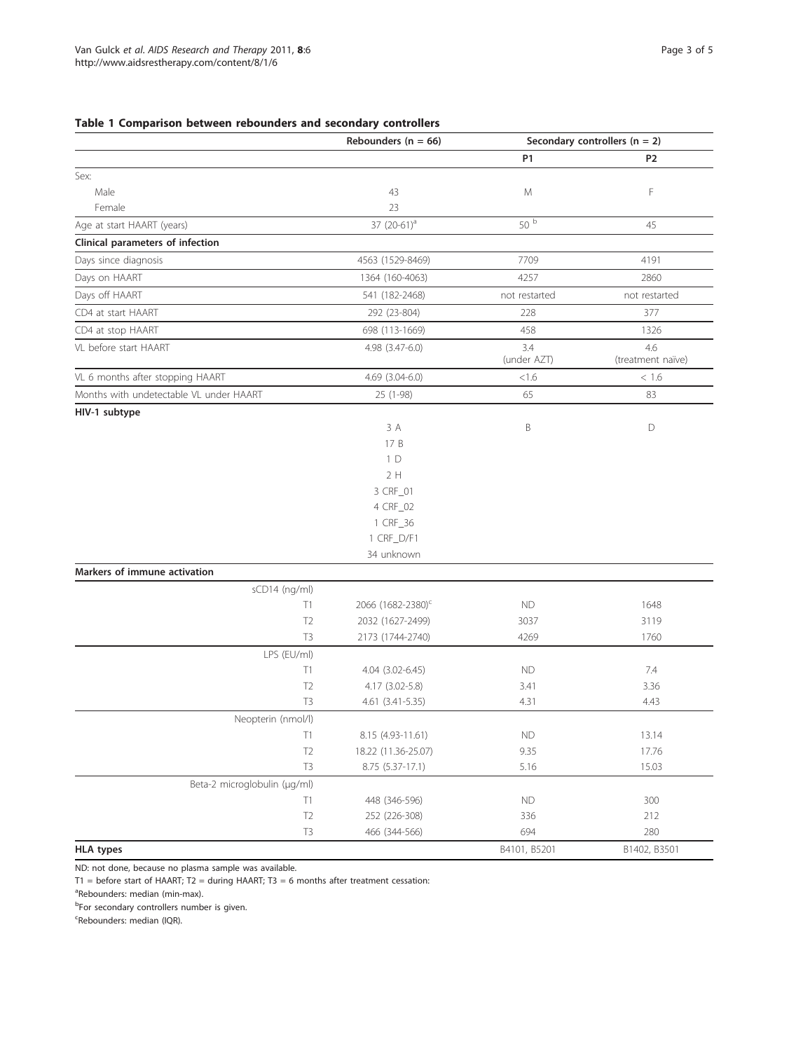**Table 1 Comparison between rebounders and secondary controllers**

| | Rebounders (n = 66) | Secondary controllers (n = 2) | |
|---|---|---|---|
| | | P1 | P2 |
| Sex: | | | |
| Male | 43 | M | F |
| Female | 23 | | |
| Age at start HAART (years) | 37 (20-61)[a] | 50 [b] | 45 |
| **Clinical parameters of infection** | | | |
| Days since diagnosis | 4563 (1529-8469) | 7709 | 4191 |
| Days on HAART | 1364 (160-4063) | 4257 | 2860 |
| Days off HAART | 541 (182-2468) | not restarted | not restarted |
| CD4 at start HAART | 292 (23-804) | 228 | 377 |
| CD4 at stop HAART | 698 (113-1669) | 458 | 1326 |
| VL before start HAART | 4.98 (3.47-6.0) | 3.4 (under AZT) | 4.6 (treatment naïve) |
| VL 6 months after stopping HAART | 4.69 (3.04-6.0) | <1.6 | < 1.6 |
| Months with undetectable VL under HAART | 25 (1-98) | 65 | 83 |
| **HIV-1 subtype** | 3 A | B | D |
| | 17 B | | |
| | 1 D | | |
| | 2 H | | |
| | 3 CRF_01 | | |
| | 4 CRF_02 | | |
| | 1 CRF_36 | | |
| | 1 CRF_D/F1 | | |
| | 34 unknown | | |
| **Markers of immune activation** | | | |
| sCD14 (ng/ml) | | | |
| T1 | 2066 (1682-2380)[c] | ND | 1648 |
| T2 | 2032 (1627-2499) | 3037 | 3119 |
| T3 | 2173 (1744-2740) | 4269 | 1760 |
| LPS (EU/ml) | | | |
| T1 | 4.04 (3.02-6.45) | ND | 7.4 |
| T2 | 4.17 (3.02-5.8) | 3.41 | 3.36 |
| T3 | 4.61 (3.41-5.35) | 4.31 | 4.43 |
| Neopterin (nmol/l) | | | |
| T1 | 8.15 (4.93-11.61) | ND | 13.14 |
| T2 | 18.22 (11.36-25.07) | 9.35 | 17.76 |
| T3 | 8.75 (5.37-17.1) | 5.16 | 15.03 |
| Beta-2 microglobulin (µg/ml) | | | |
| T1 | 448 (346-596) | ND | 300 |
| T2 | 252 (226-308) | 336 | 212 |
| T3 | 466 (344-566) | 694 | 280 |
| **HLA types** | | B4101, B5201 | B1402, B3501 |

ND: not done, because no plasma sample was available.

T1 = before start of HAART; T2 = during HAART; T3 = 6 months after treatment cessation:

[a]Rebounders: median (min-max).

[b]For secondary controllers number is given.

[c]Rebounders: median (IQR).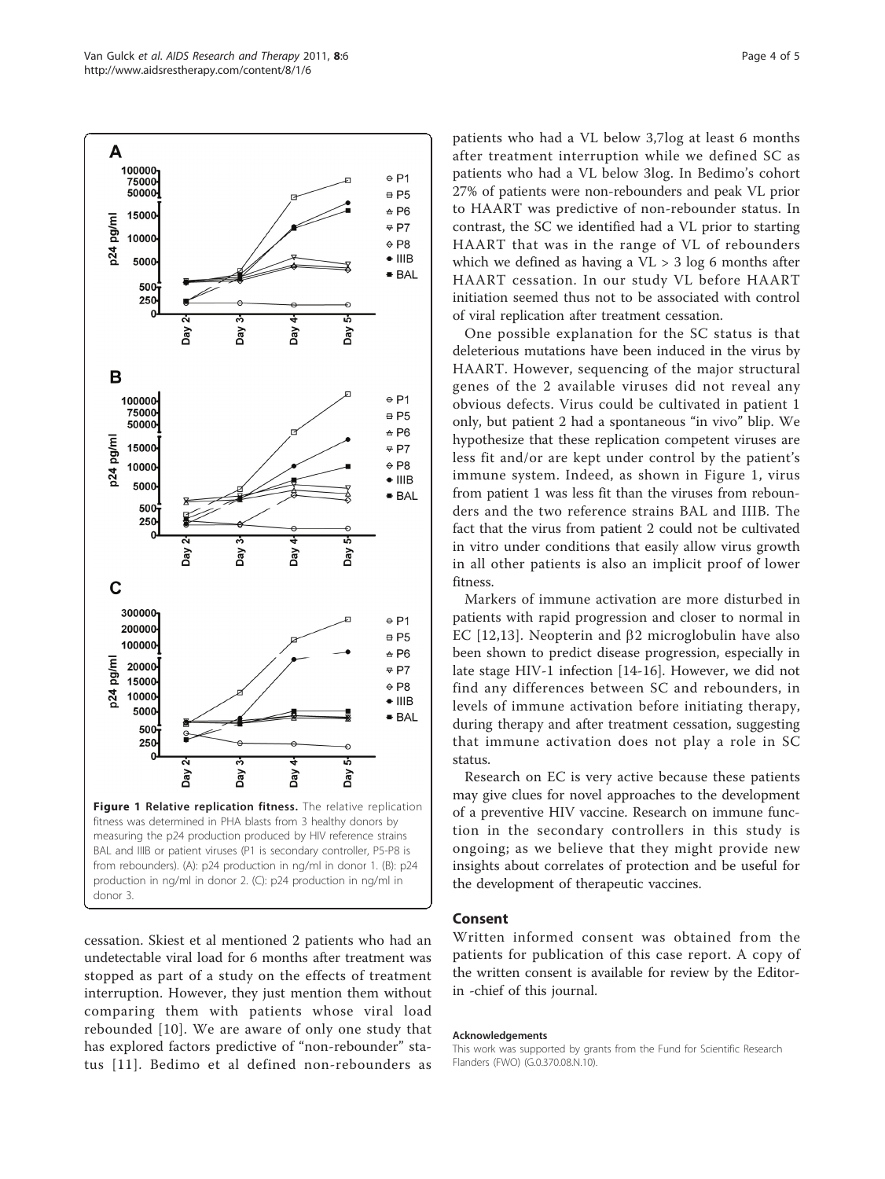**Figure 1 Relative replication fitness.** The relative replication fitness was determined in PHA blasts from 3 healthy donors by measuring the p24 production produced by HIV reference strains BAL and IIIB or patient viruses (P1 is secondary controller, P5-P8 is from rebounders). (A): p24 production in ng/ml in donor 1. (B): p24 production in ng/ml in donor 2. (C): p24 production in ng/ml in donor 3.

cessation. Skiest et al mentioned 2 patients who had an undetectable viral load for 6 months after treatment was stopped as part of a study on the effects of treatment interruption. However, they just mention them without comparing them with patients whose viral load rebounded [10]. We are aware of only one study that has explored factors predictive of "non-rebounder" status [11]. Bedimo et al defined non-rebounders as patients who had a VL below 3,7log at least 6 months after treatment interruption while we defined SC as patients who had a VL below 3log. In Bedimo's cohort 27% of patients were non-rebounders and peak VL prior to HAART was predictive of non-rebounder status. In contrast, the SC we identified had a VL prior to starting HAART that was in the range of VL of rebounders which we defined as having a VL > 3 log 6 months after HAART cessation. In our study VL before HAART initiation seemed thus not to be associated with control of viral replication after treatment cessation.

One possible explanation for the SC status is that deleterious mutations have been induced in the virus by HAART. However, sequencing of the major structural genes of the 2 available viruses did not reveal any obvious defects. Virus could be cultivated in patient 1 only, but patient 2 had a spontaneous "in vivo" blip. We hypothesize that these replication competent viruses are less fit and/or are kept under control by the patient's immune system. Indeed, as shown in Figure 1, virus from patient 1 was less fit than the viruses from rebounders and the two reference strains BAL and IIIB. The fact that the virus from patient 2 could not be cultivated in vitro under conditions that easily allow virus growth in all other patients is also an implicit proof of lower fitness.

Markers of immune activation are more disturbed in patients with rapid progression and closer to normal in EC [12,13]. Neopterin and β2 microglobulin have also been shown to predict disease progression, especially in late stage HIV-1 infection [14-16]. However, we did not find any differences between SC and rebounders, in levels of immune activation before initiating therapy, during therapy and after treatment cessation, suggesting that immune activation does not play a role in SC status.

Research on EC is very active because these patients may give clues for novel approaches to the development of a preventive HIV vaccine. Research on immune function in the secondary controllers in this study is ongoing; as we believe that they might provide new insights about correlates of protection and be useful for the development of therapeutic vaccines.

## Consent

Written informed consent was obtained from the patients for publication of this case report. A copy of the written consent is available for review by the Editor-in -chief of this journal.

#### Acknowledgements

This work was supported by grants from the Fund for Scientific Research Flanders (FWO) (G.0.370.08.N.10).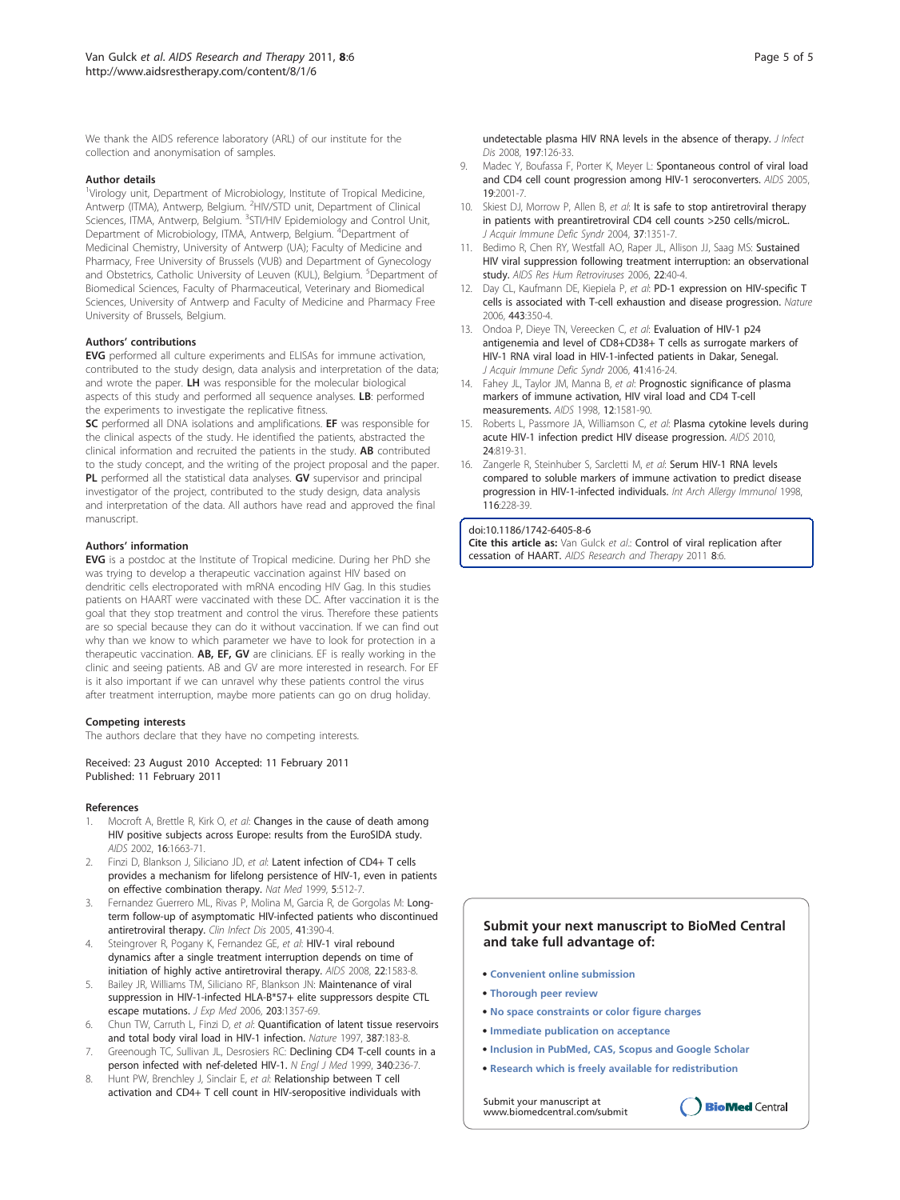We thank the AIDS reference laboratory (ARL) of our institute for the collection and anonymisation of samples.

### Author details

[1]Virology unit, Department of Microbiology, Institute of Tropical Medicine, Antwerp (ITMA), Antwerp, Belgium. [2]HIV/STD unit, Department of Clinical Sciences, ITMA, Antwerp, Belgium. [3]STI/HIV Epidemiology and Control Unit, Department of Microbiology, ITMA, Antwerp, Belgium. [4]Department of Medicinal Chemistry, University of Antwerp (UA); Faculty of Medicine and Pharmacy, Free University of Brussels (VUB) and Department of Gynecology and Obstetrics, Catholic University of Leuven (KUL), Belgium. [5]Department of Biomedical Sciences, Faculty of Pharmaceutical, Veterinary and Biomedical Sciences, University of Antwerp and Faculty of Medicine and Pharmacy Free University of Brussels, Belgium.

### Authors' contributions

**EVG** performed all culture experiments and ELISAs for immune activation, contributed to the study design, data analysis and interpretation of the data; and wrote the paper. **LH** was responsible for the molecular biological aspects of this study and performed all sequence analyses. **LB**: performed the experiments to investigate the replicative fitness.
**SC** performed all DNA isolations and amplifications. **EF** was responsible for the clinical aspects of the study. He identified the patients, abstracted the clinical information and recruited the patients in the study. **AB** contributed to the study concept, and the writing of the project proposal and the paper. **PL** performed all the statistical data analyses. **GV** supervisor and principal investigator of the project, contributed to the study design, data analysis and interpretation of the data. All authors have read and approved the final manuscript.

### Authors' information

**EVG** is a postdoc at the Institute of Tropical medicine. During her PhD she was trying to develop a therapeutic vaccination against HIV based on dendritic cells electroporated with mRNA encoding HIV Gag. In this studies patients on HAART were vaccinated with these DC. After vaccination it is the goal that they stop treatment and control the virus. Therefore these patients are so special because they can do it without vaccination. If we can find out why than we know to which parameter we have to look for protection in a therapeutic vaccination. **AB, EF, GV** are clinicians. EF is really working in the clinic and seeing patients. AB and GV are more interested in research. For EF is it also important if we can unravel why these patients control the virus after treatment interruption, maybe more patients can go on drug holiday.

### Competing interests

The authors declare that they have no competing interests.

Received: 23 August 2010 Accepted: 11 February 2011
Published: 11 February 2011

### References

1. Mocroft A, Brettle R, Kirk O, *et al*: **Changes in the cause of death among HIV positive subjects across Europe: results from the EuroSIDA study.** *AIDS* 2002, **16**:1663-71.
2. Finzi D, Blankson J, Siliciano JD, *et al*: **Latent infection of CD4+ T cells provides a mechanism for lifelong persistence of HIV-1, even in patients on effective combination therapy.** *Nat Med* 1999, **5**:512-7.
3. Fernandez Guerrero ML, Rivas P, Molina M, Garcia R, de Gorgolas M: **Long-term follow-up of asymptomatic HIV-infected patients who discontinued antiretroviral therapy.** *Clin Infect Dis* 2005, **41**:390-4.
4. Steingrover R, Pogany K, Fernandez GE, *et al*: **HIV-1 viral rebound dynamics after a single treatment interruption depends on time of initiation of highly active antiretroviral therapy.** *AIDS* 2008, **22**:1583-8.
5. Bailey JR, Williams TM, Siliciano RF, Blankson JN: **Maintenance of viral suppression in HIV-1-infected HLA-B*57+ elite suppressors despite CTL escape mutations.** *J Exp Med* 2006, **203**:1357-69.
6. Chun TW, Carruth L, Finzi D, *et al*: **Quantification of latent tissue reservoirs and total body viral load in HIV-1 infection.** *Nature* 1997, **387**:183-8.
7. Greenough TC, Sullivan JL, Desrosiers RC: **Declining CD4 T-cell counts in a person infected with nef-deleted HIV-1.** *N Engl J Med* 1999, **340**:236-7.
8. Hunt PW, Brenchley J, Sinclair E, *et al*: **Relationship between T cell activation and CD4+ T cell count in HIV-seropositive individuals with undetectable plasma HIV RNA levels in the absence of therapy.** *J Infect Dis* 2008, **197**:126-33.
9. Madec Y, Boufassa F, Porter K, Meyer L: **Spontaneous control of viral load and CD4 cell count progression among HIV-1 seroconverters.** *AIDS* 2005, **19**:2001-7.
10. Skiest DJ, Morrow P, Allen B, *et al*: **It is safe to stop antiretroviral therapy in patients with preantiretroviral CD4 cell counts >250 cells/microL.** *J Acquir Immune Defic Syndr* 2004, **37**:1351-7.
11. Bedimo R, Chen RY, Westfall AO, Raper JL, Allison JJ, Saag MS: **Sustained HIV viral suppression following treatment interruption: an observational study.** *AIDS Res Hum Retroviruses* 2006, **22**:40-4.
12. Day CL, Kaufmann DE, Kiepiela P, *et al*: **PD-1 expression on HIV-specific T cells is associated with T-cell exhaustion and disease progression.** *Nature* 2006, **443**:350-4.
13. Ondoa P, Dieye TN, Vereecken C, *et al*: **Evaluation of HIV-1 p24 antigenemia and level of CD8+CD38+ T cells as surrogate markers of HIV-1 RNA viral load in HIV-1-infected patients in Dakar, Senegal.** *J Acquir Immune Defic Syndr* 2006, **41**:416-24.
14. Fahey JL, Taylor JM, Manna B, *et al*: **Prognostic significance of plasma markers of immune activation, HIV viral load and CD4 T-cell measurements.** *AIDS* 1998, **12**:1581-90.
15. Roberts L, Passmore JA, Williamson C, *et al*: **Plasma cytokine levels during acute HIV-1 infection predict HIV disease progression.** *AIDS* 2010, **24**:819-31.
16. Zangerle R, Steinhuber S, Sarcletti M, *et al*: **Serum HIV-1 RNA levels compared to soluble markers of immune activation to predict disease progression in HIV-1-infected individuals.** *Int Arch Allergy Immunol* 1998, **116**:228-39.

doi:10.1186/1742-6405-8-6
**Cite this article as:** Van Gulck *et al.*: Control of viral replication after cessation of HAART. *AIDS Research and Therapy* 2011 **8**:6.

**Submit your next manuscript to BioMed Central and take full advantage of:**

- Convenient online submission
- Thorough peer review
- No space constraints or color figure charges
- Immediate publication on acceptance
- Inclusion in PubMed, CAS, Scopus and Google Scholar
- Research which is freely available for redistribution

Submit your manuscript at www.biomedcentral.com/submit

BioMed Central